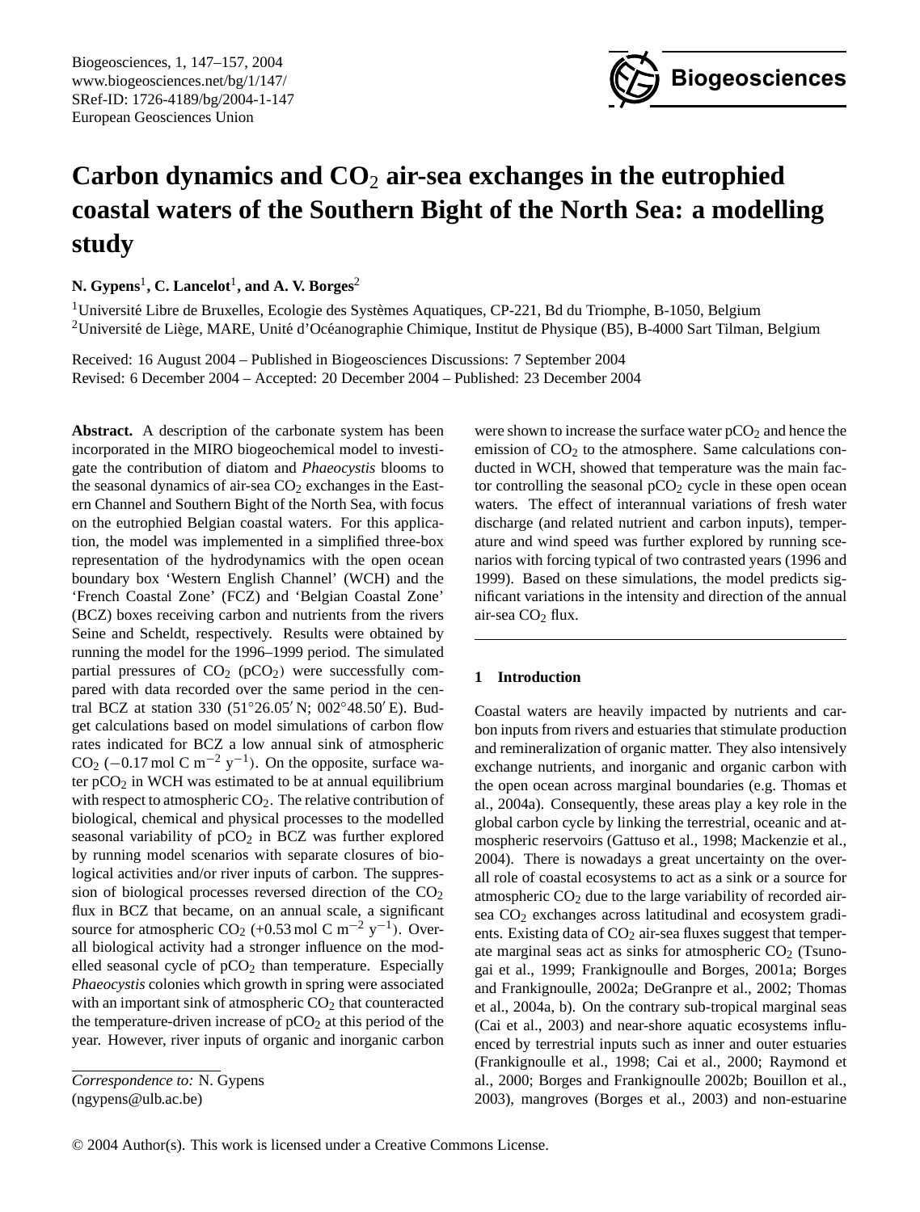# Carbon dynamics and $CO_2$ air-sea exchanges in the eutrophied coastal waters of the Southern Bight of the North Sea: a modelling study

**N. Gypens**[1], **C. Lancelot**[1], **and A. V. Borges**[2]

[1]Université Libre de Bruxelles, Ecologie des Systèmes Aquatiques, CP-221, Bd du Triomphe, B-1050, Belgium
[2]Université de Liège, MARE, Unité d'Océanographie Chimique, Institut de Physique (B5), B-4000 Sart Tilman, Belgium

Received: 16 August 2004 – Published in Biogeosciences Discussions: 7 September 2004
Revised: 6 December 2004 – Accepted: 20 December 2004 – Published: 23 December 2004

**Abstract.** A description of the carbonate system has been incorporated in the MIRO biogeochemical model to investigate the contribution of diatom and *Phaeocystis* blooms to the seasonal dynamics of air-sea $CO_2$ exchanges in the Eastern Channel and Southern Bight of the North Sea, with focus on the eutrophied Belgian coastal waters. For this application, the model was implemented in a simplified three-box representation of the hydrodynamics with the open ocean boundary box 'Western English Channel' (WCH) and the 'French Coastal Zone' (FCZ) and 'Belgian Coastal Zone' (BCZ) boxes receiving carbon and nutrients from the rivers Seine and Scheldt, respectively. Results were obtained by running the model for the 1996–1999 period. The simulated partial pressures of $CO_2$ ($pCO_2$) were successfully compared with data recorded over the same period in the central BCZ at station 330 (51°26.05′ N; 002°48.50′ E). Budget calculations based on model simulations of carbon flow rates indicated for BCZ a low annual sink of atmospheric $CO_2$ ($-0.17\,\mathrm{mol\,C\,m^{-2}\,y^{-1}}$). On the opposite, surface water $pCO_2$ in WCH was estimated to be at annual equilibrium with respect to atmospheric $CO_2$. The relative contribution of biological, chemical and physical processes to the modelled seasonal variability of $pCO_2$ in BCZ was further explored by running model scenarios with separate closures of biological activities and/or river inputs of carbon. The suppression of biological processes reversed direction of the $CO_2$ flux in BCZ that became, on an annual scale, a significant source for atmospheric $CO_2$ ($+0.53\,\mathrm{mol\,C\,m^{-2}\,y^{-1}}$). Overall biological activity had a stronger influence on the modelled seasonal cycle of $pCO_2$ than temperature. Especially *Phaeocystis* colonies which growth in spring were associated with an important sink of atmospheric $CO_2$ that counteracted the temperature-driven increase of $pCO_2$ at this period of the year. However, river inputs of organic and inorganic carbon were shown to increase the surface water $pCO_2$ and hence the emission of $CO_2$ to the atmosphere. Same calculations conducted in WCH, showed that temperature was the main factor controlling the seasonal $pCO_2$ cycle in these open ocean waters. The effect of interannual variations of fresh water discharge (and related nutrient and carbon inputs), temperature and wind speed was further explored by running scenarios with forcing typical of two contrasted years (1996 and 1999). Based on these simulations, the model predicts significant variations in the intensity and direction of the annual air-sea $CO_2$ flux.

## 1 Introduction

Coastal waters are heavily impacted by nutrients and carbon inputs from rivers and estuaries that stimulate production and remineralization of organic matter. They also intensively exchange nutrients, and inorganic and organic carbon with the open ocean across marginal boundaries (e.g. Thomas et al., 2004a). Consequently, these areas play a key role in the global carbon cycle by linking the terrestrial, oceanic and atmospheric reservoirs (Gattuso et al., 1998; Mackenzie et al., 2004). There is nowadays a great uncertainty on the overall role of coastal ecosystems to act as a sink or a source for atmospheric $CO_2$ due to the large variability of recorded air-sea $CO_2$ exchanges across latitudinal and ecosystem gradients. Existing data of $CO_2$ air-sea fluxes suggest that temperate marginal seas act as sinks for atmospheric $CO_2$ (Tsunogai et al., 1999; Frankignoulle and Borges, 2001a; Borges and Frankignoulle, 2002a; DeGranpre et al., 2002; Thomas et al., 2004a, b). On the contrary sub-tropical marginal seas (Cai et al., 2003) and near-shore aquatic ecosystems influenced by terrestrial inputs such as inner and outer estuaries (Frankignoulle et al., 1998; Cai et al., 2000; Raymond et al., 2000; Borges and Frankignoulle 2002b; Bouillon et al., 2003), mangroves (Borges et al., 2003) and non-estuarine

*Correspondence to:* N. Gypens
(ngypens@ulb.ac.be)

© 2004 Author(s). This work is licensed under a Creative Commons License.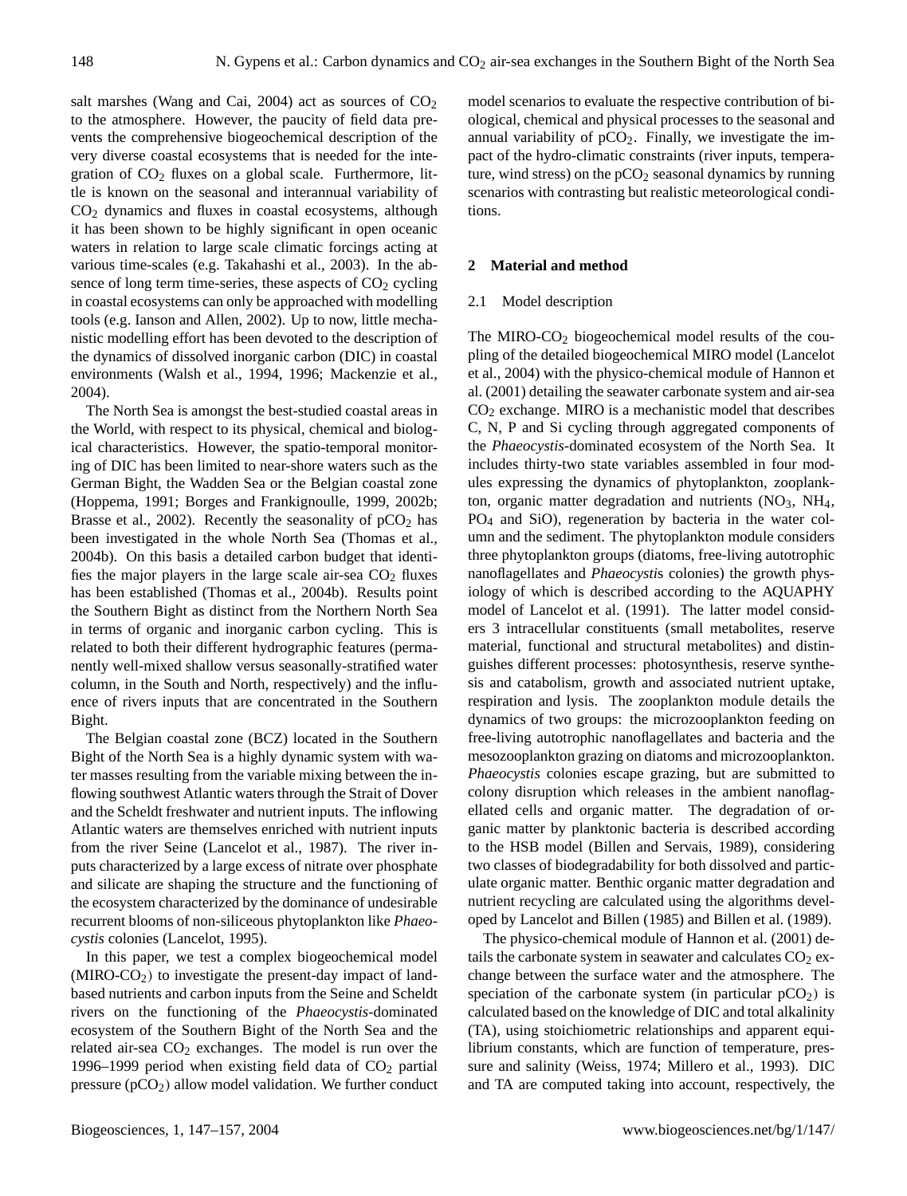salt marshes (Wang and Cai, 2004) act as sources of $CO_2$ to the atmosphere. However, the paucity of field data prevents the comprehensive biogeochemical description of the very diverse coastal ecosystems that is needed for the integration of $CO_2$ fluxes on a global scale. Furthermore, little is known on the seasonal and interannual variability of $CO_2$ dynamics and fluxes in coastal ecosystems, although it has been shown to be highly significant in open oceanic waters in relation to large scale climatic forcings acting at various time-scales (e.g. Takahashi et al., 2003). In the absence of long term time-series, these aspects of $CO_2$ cycling in coastal ecosystems can only be approached with modelling tools (e.g. Ianson and Allen, 2002). Up to now, little mechanistic modelling effort has been devoted to the description of the dynamics of dissolved inorganic carbon (DIC) in coastal environments (Walsh et al., 1994, 1996; Mackenzie et al., 2004).

The North Sea is amongst the best-studied coastal areas in the World, with respect to its physical, chemical and biological characteristics. However, the spatio-temporal monitoring of DIC has been limited to near-shore waters such as the German Bight, the Wadden Sea or the Belgian coastal zone (Hoppema, 1991; Borges and Frankignoulle, 1999, 2002b; Brasse et al., 2002). Recently the seasonality of $pCO_2$ has been investigated in the whole North Sea (Thomas et al., 2004b). On this basis a detailed carbon budget that identifies the major players in the large scale air-sea $CO_2$ fluxes has been established (Thomas et al., 2004b). Results point the Southern Bight as distinct from the Northern North Sea in terms of organic and inorganic carbon cycling. This is related to both their different hydrographic features (permanently well-mixed shallow versus seasonally-stratified water column, in the South and North, respectively) and the influence of rivers inputs that are concentrated in the Southern Bight.

The Belgian coastal zone (BCZ) located in the Southern Bight of the North Sea is a highly dynamic system with water masses resulting from the variable mixing between the inflowing southwest Atlantic waters through the Strait of Dover and the Scheldt freshwater and nutrient inputs. The inflowing Atlantic waters are themselves enriched with nutrient inputs from the river Seine (Lancelot et al., 1987). The river inputs characterized by a large excess of nitrate over phosphate and silicate are shaping the structure and the functioning of the ecosystem characterized by the dominance of undesirable recurrent blooms of non-siliceous phytoplankton like *Phaeocystis* colonies (Lancelot, 1995).

In this paper, we test a complex biogeochemical model ($MIRO\text{-}CO_2$) to investigate the present-day impact of land-based nutrients and carbon inputs from the Seine and Scheldt rivers on the functioning of the *Phaeocystis*-dominated ecosystem of the Southern Bight of the North Sea and the related air-sea $CO_2$ exchanges. The model is run over the 1996–1999 period when existing field data of $CO_2$ partial pressure ($pCO_2$) allow model validation. We further conduct model scenarios to evaluate the respective contribution of biological, chemical and physical processes to the seasonal and annual variability of $pCO_2$. Finally, we investigate the impact of the hydro-climatic constraints (river inputs, temperature, wind stress) on the $pCO_2$ seasonal dynamics by running scenarios with contrasting but realistic meteorological conditions.

## 2 Material and method

### 2.1 Model description

The $MIRO\text{-}CO_2$ biogeochemical model results of the coupling of the detailed biogeochemical MIRO model (Lancelot et al., 2004) with the physico-chemical module of Hannon et al. (2001) detailing the seawater carbonate system and air-sea $CO_2$ exchange. MIRO is a mechanistic model that describes C, N, P and Si cycling through aggregated components of the *Phaeocystis*-dominated ecosystem of the North Sea. It includes thirty-two state variables assembled in four modules expressing the dynamics of phytoplankton, zooplankton, organic matter degradation and nutrients ($NO_3$, $NH_4$, $PO_4$ and SiO), regeneration by bacteria in the water column and the sediment. The phytoplankton module considers three phytoplankton groups (diatoms, free-living autotrophic nanoflagellates and *Phaeocystis* colonies) the growth physiology of which is described according to the AQUAPHY model of Lancelot et al. (1991). The latter model considers 3 intracellular constituents (small metabolites, reserve material, functional and structural metabolites) and distinguishes different processes: photosynthesis, reserve synthesis and catabolism, growth and associated nutrient uptake, respiration and lysis. The zooplankton module details the dynamics of two groups: the microzooplankton feeding on free-living autotrophic nanoflagellates and bacteria and the mesozooplankton grazing on diatoms and microzooplankton. *Phaeocystis* colonies escape grazing, but are submitted to colony disruption which releases in the ambient nanoflagellated cells and organic matter. The degradation of organic matter by planktonic bacteria is described according to the HSB model (Billen and Servais, 1989), considering two classes of biodegradability for both dissolved and particulate organic matter. Benthic organic matter degradation and nutrient recycling are calculated using the algorithms developed by Lancelot and Billen (1985) and Billen et al. (1989).

The physico-chemical module of Hannon et al. (2001) details the carbonate system in seawater and calculates $CO_2$ exchange between the surface water and the atmosphere. The speciation of the carbonate system (in particular $pCO_2$) is calculated based on the knowledge of DIC and total alkalinity (TA), using stoichiometric relationships and apparent equilibrium constants, which are function of temperature, pressure and salinity (Weiss, 1974; Millero et al., 1993). DIC and TA are computed taking into account, respectively, the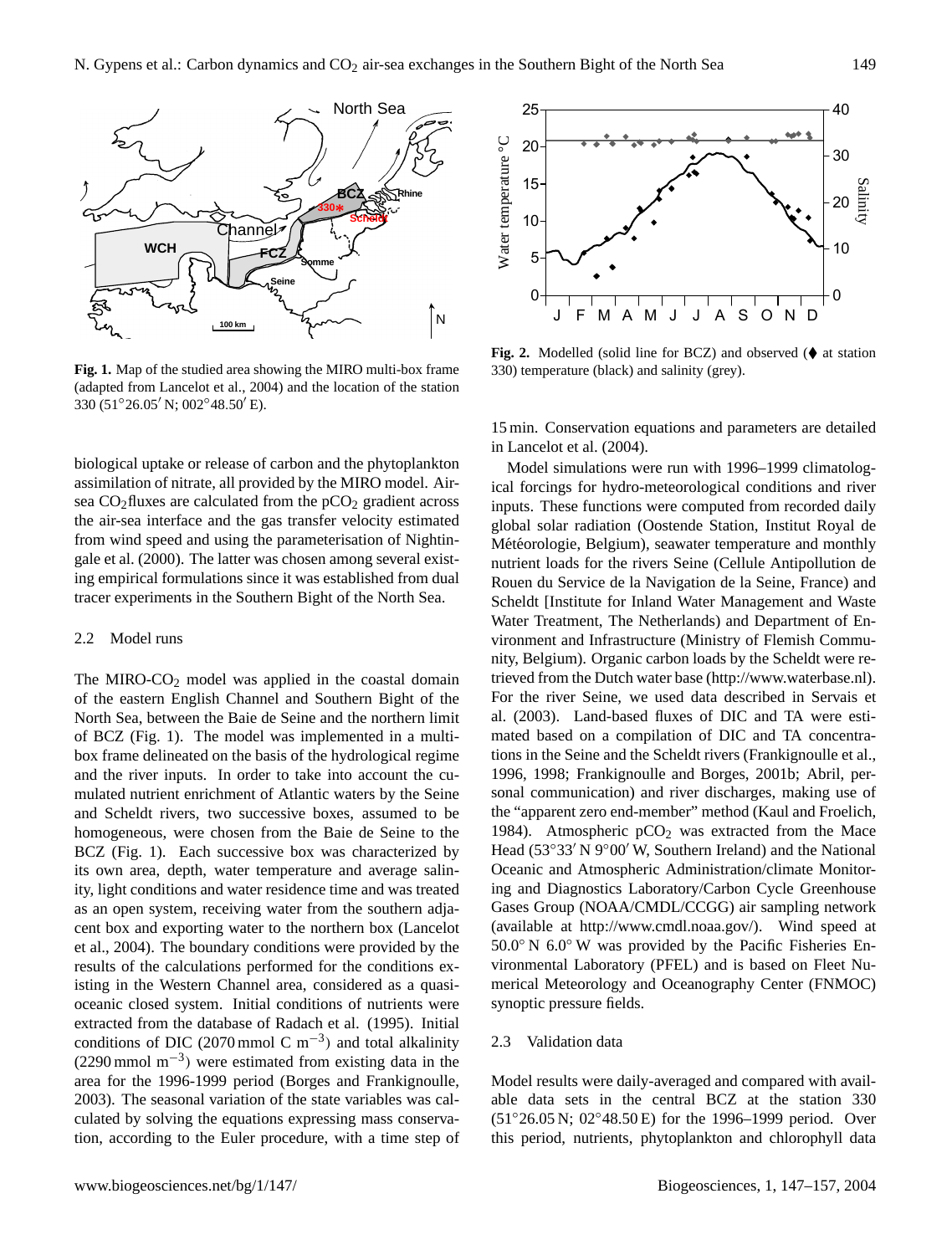Fig. 1. Map of the studied area showing the MIRO multi-box frame (adapted from Lancelot et al., 2004) and the location of the station 330 (51°26.05′ N; 002°48.50′ E).

Fig. 2. Modelled (solid line for BCZ) and observed (♦ at station 330) temperature (black) and salinity (grey).

biological uptake or release of carbon and the phytoplankton assimilation of nitrate, all provided by the MIRO model. Air-sea $CO_2$ fluxes are calculated from the $pCO_2$ gradient across the air-sea interface and the gas transfer velocity estimated from wind speed and using the parameterisation of Nightingale et al. (2000). The latter was chosen among several existing empirical formulations since it was established from dual tracer experiments in the Southern Bight of the North Sea.

### 2.2 Model runs

The MIRO-$CO_2$ model was applied in the coastal domain of the eastern English Channel and Southern Bight of the North Sea, between the Baie de Seine and the northern limit of BCZ (Fig. 1). The model was implemented in a multi-box frame delineated on the basis of the hydrological regime and the river inputs. In order to take into account the cumulated nutrient enrichment of Atlantic waters by the Seine and Scheldt rivers, two successive boxes, assumed to be homogeneous, were chosen from the Baie de Seine to the BCZ (Fig. 1). Each successive box was characterized by its own area, depth, water temperature and average salinity, light conditions and water residence time and was treated as an open system, receiving water from the southern adjacent box and exporting water to the northern box (Lancelot et al., 2004). The boundary conditions were provided by the results of the calculations performed for the conditions existing in the Western Channel area, considered as a quasi-oceanic closed system. Initial conditions of nutrients were extracted from the database of Radach et al. (1995). Initial conditions of DIC (2070 mmol C $m^{-3}$) and total alkalinity (2290 mmol $m^{-3}$) were estimated from existing data in the area for the 1996-1999 period (Borges and Frankignoulle, 2003). The seasonal variation of the state variables was calculated by solving the equations expressing mass conservation, according to the Euler procedure, with a time step of 15 min. Conservation equations and parameters are detailed in Lancelot et al. (2004).

Model simulations were run with 1996–1999 climatological forcings for hydro-meteorological conditions and river inputs. These functions were computed from recorded daily global solar radiation (Oostende Station, Institut Royal de Météorologie, Belgium), seawater temperature and monthly nutrient loads for the rivers Seine (Cellule Antipollution de Rouen du Service de la Navigation de la Seine, France) and Scheldt [Institute for Inland Water Management and Waste Water Treatment, The Netherlands) and Department of Environment and Infrastructure (Ministry of Flemish Community, Belgium). Organic carbon loads by the Scheldt were retrieved from the Dutch water base (http://www.waterbase.nl). For the river Seine, we used data described in Servais et al. (2003). Land-based fluxes of DIC and TA were estimated based on a compilation of DIC and TA concentrations in the Seine and the Scheldt rivers (Frankignoulle et al., 1996, 1998; Frankignoulle and Borges, 2001b; Abril, personal communication) and river discharges, making use of the "apparent zero end-member" method (Kaul and Froelich, 1984). Atmospheric $pCO_2$ was extracted from the Mace Head (53°33′ N 9°00′ W, Southern Ireland) and the National Oceanic and Atmospheric Administration/climate Monitoring and Diagnostics Laboratory/Carbon Cycle Greenhouse Gases Group (NOAA/CMDL/CCGG) air sampling network (available at http://www.cmdl.noaa.gov/). Wind speed at 50.0° N 6.0° W was provided by the Pacific Fisheries Environmental Laboratory (PFEL) and is based on Fleet Numerical Meteorology and Oceanography Center (FNMOC) synoptic pressure fields.

### 2.3 Validation data

Model results were daily-averaged and compared with available data sets in the central BCZ at the station 330 (51°26.05 N; 02°48.50 E) for the 1996–1999 period. Over this period, nutrients, phytoplankton and chlorophyll data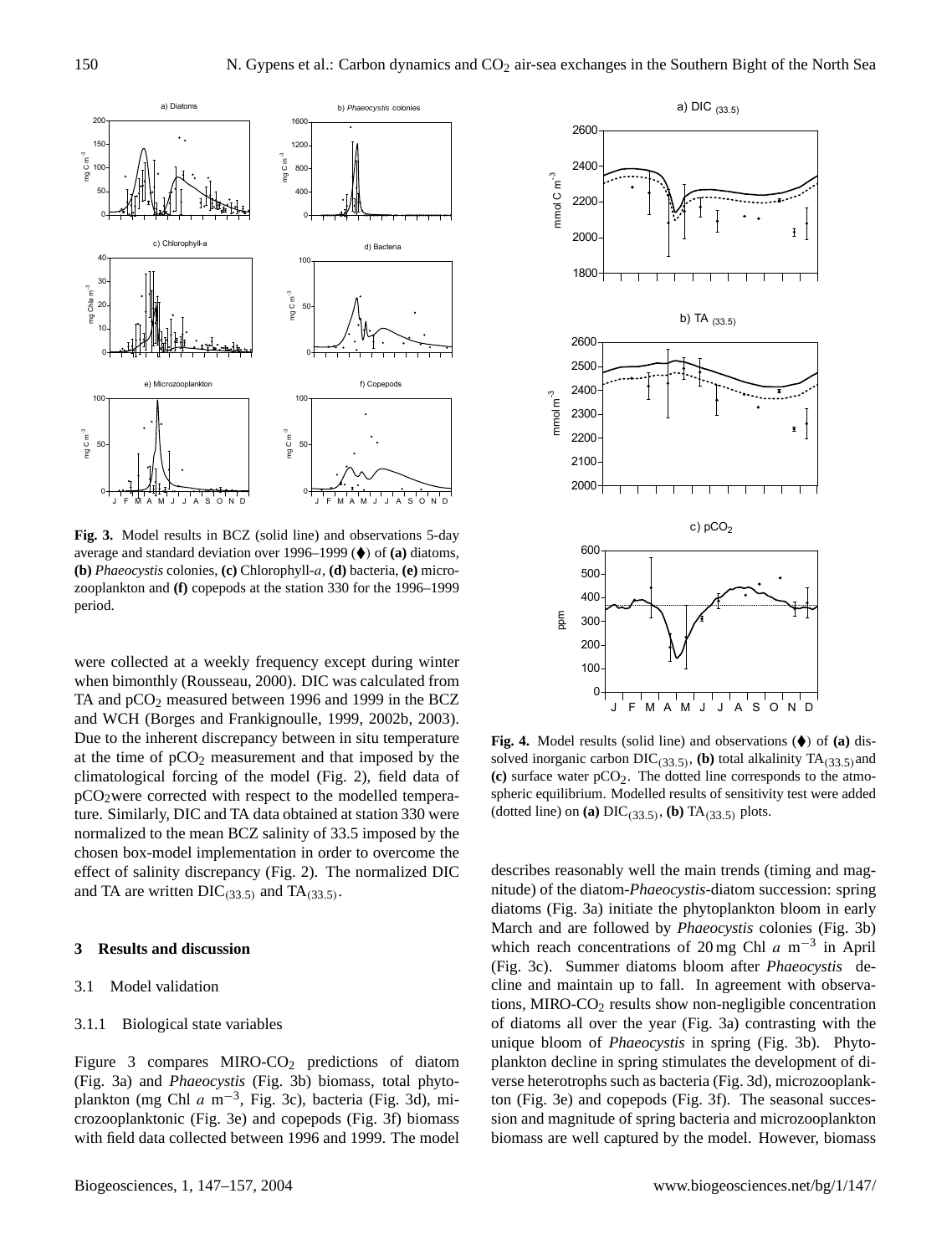**Fig. 3.** Model results in BCZ (solid line) and observations 5-day average and standard deviation over 1996–1999 (⧫) of **(a)** diatoms, **(b)** *Phaeocystis* colonies, **(c)** Chlorophyll-*a*, **(d)** bacteria, **(e)** microzooplankton and **(f)** copepods at the station 330 for the 1996–1999 period.

**Fig. 4.** Model results (solid line) and observations (⧫) of **(a)** dissolved inorganic carbon $DIC_{(33.5)}$, **(b)** total alkalinity $TA_{(33.5)}$ and **(c)** surface water $pCO_2$. The dotted line corresponds to the atmospheric equilibrium. Modelled results of sensitivity test were added (dotted line) on **(a)** $DIC_{(33.5)}$, **(b)** $TA_{(33.5)}$ plots.

were collected at a weekly frequency except during winter when bimonthly (Rousseau, 2000). DIC was calculated from TA and $pCO_2$ measured between 1996 and 1999 in the BCZ and WCH (Borges and Frankignoulle, 1999, 2002b, 2003). Due to the inherent discrepancy between in situ temperature at the time of $pCO_2$ measurement and that imposed by the climatological forcing of the model (Fig. 2), field data of $pCO_2$were corrected with respect to the modelled temperature. Similarly, DIC and TA data obtained at station 330 were normalized to the mean BCZ salinity of 33.5 imposed by the chosen box-model implementation in order to overcome the effect of salinity discrepancy (Fig. 2). The normalized DIC and TA are written $DIC_{(33.5)}$ and $TA_{(33.5)}$.

## 3 Results and discussion

### 3.1 Model validation

#### 3.1.1 Biological state variables

Figure 3 compares MIRO-$CO_2$ predictions of diatom (Fig. 3a) and *Phaeocystis* (Fig. 3b) biomass, total phytoplankton (mg Chl *a* $m^{-3}$, Fig. 3c), bacteria (Fig. 3d), microzooplanktonic (Fig. 3e) and copepods (Fig. 3f) biomass with field data collected between 1996 and 1999. The model describes reasonably well the main trends (timing and magnitude) of the diatom-*Phaeocystis*-diatom succession: spring diatoms (Fig. 3a) initiate the phytoplankton bloom in early March and are followed by *Phaeocystis* colonies (Fig. 3b) which reach concentrations of 20 mg Chl *a* $m^{-3}$ in April (Fig. 3c). Summer diatoms bloom after *Phaeocystis* decline and maintain up to fall. In agreement with observations, MIRO-$CO_2$ results show non-negligible concentration of diatoms all over the year (Fig. 3a) contrasting with the unique bloom of *Phaeocystis* in spring (Fig. 3b). Phytoplankton decline in spring stimulates the development of diverse heterotrophs such as bacteria (Fig. 3d), microzooplankton (Fig. 3e) and copepods (Fig. 3f). The seasonal succession and magnitude of spring bacteria and microzooplankton biomass are well captured by the model. However, biomass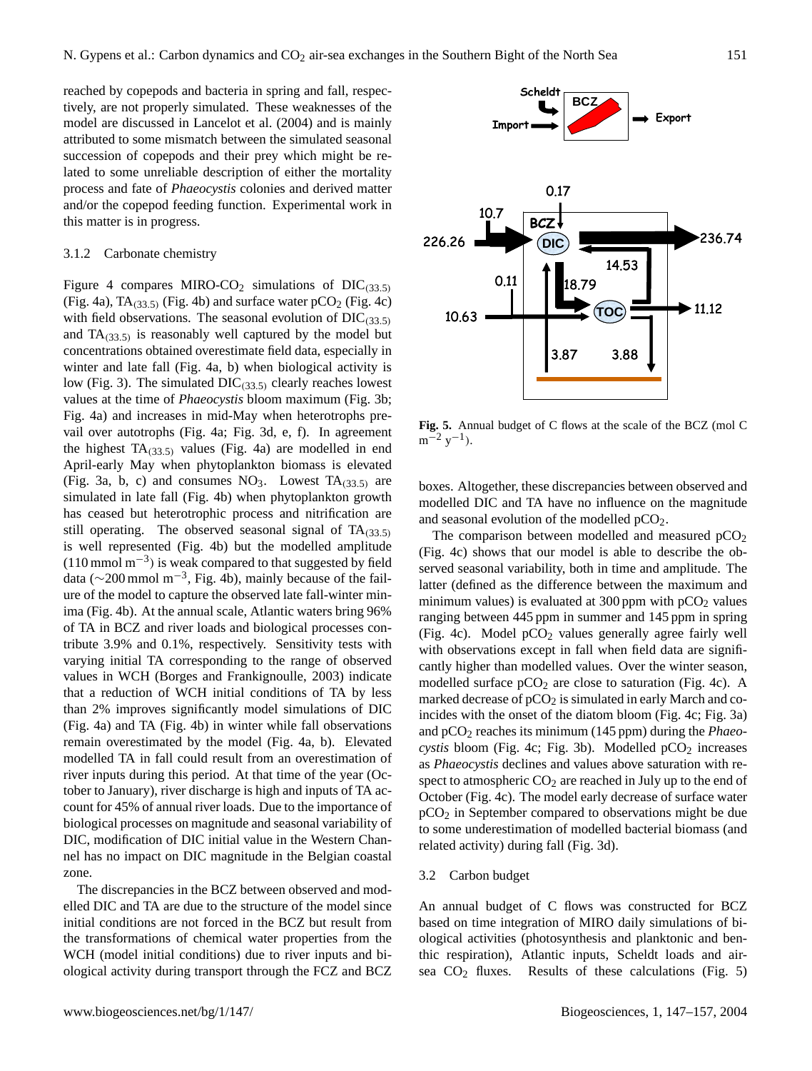reached by copepods and bacteria in spring and fall, respectively, are not properly simulated. These weaknesses of the model are discussed in Lancelot et al. (2004) and is mainly attributed to some mismatch between the simulated seasonal succession of copepods and their prey which might be related to some unreliable description of either the mortality process and fate of *Phaeocystis* colonies and derived matter and/or the copepod feeding function. Experimental work in this matter is in progress.

### 3.1.2 Carbonate chemistry

Figure 4 compares MIRO-$CO_2$ simulations of $DIC_{(33.5)}$ (Fig. 4a), $TA_{(33.5)}$ (Fig. 4b) and surface water $pCO_2$ (Fig. 4c) with field observations. The seasonal evolution of $DIC_{(33.5)}$ and $TA_{(33.5)}$ is reasonably well captured by the model but concentrations obtained overestimate field data, especially in winter and late fall (Fig. 4a, b) when biological activity is low (Fig. 3). The simulated $DIC_{(33.5)}$ clearly reaches lowest values at the time of *Phaeocystis* bloom maximum (Fig. 3b; Fig. 4a) and increases in mid-May when heterotrophs prevail over autotrophs (Fig. 4a; Fig. 3d, e, f). In agreement the highest $TA_{(33.5)}$ values (Fig. 4a) are modelled in end April-early May when phytoplankton biomass is elevated (Fig. 3a, b, c) and consumes $NO_3$. Lowest $TA_{(33.5)}$ are simulated in late fall (Fig. 4b) when phytoplankton growth has ceased but heterotrophic process and nitrification are still operating. The observed seasonal signal of $TA_{(33.5)}$ is well represented (Fig. 4b) but the modelled amplitude (110 mmol $m^{-3}$) is weak compared to that suggested by field data (~200 mmol $m^{-3}$, Fig. 4b), mainly because of the failure of the model to capture the observed late fall-winter minima (Fig. 4b). At the annual scale, Atlantic waters bring 96% of TA in BCZ and river loads and biological processes contribute 3.9% and 0.1%, respectively. Sensitivity tests with varying initial TA corresponding to the range of observed values in WCH (Borges and Frankignoulle, 2003) indicate that a reduction of WCH initial conditions of TA by less than 2% improves significantly model simulations of DIC (Fig. 4a) and TA (Fig. 4b) in winter while fall observations remain overestimated by the model (Fig. 4a, b). Elevated modelled TA in fall could result from an overestimation of river inputs during this period. At that time of the year (October to January), river discharge is high and inputs of TA account for 45% of annual river loads. Due to the importance of biological processes on magnitude and seasonal variability of DIC, modification of DIC initial value in the Western Channel has no impact on DIC magnitude in the Belgian coastal zone.

The discrepancies in the BCZ between observed and modelled DIC and TA are due to the structure of the model since initial conditions are not forced in the BCZ but result from the transformations of chemical water properties from the WCH (model initial conditions) due to river inputs and biological activity during transport through the FCZ and BCZ boxes. Altogether, these discrepancies between observed and modelled DIC and TA have no influence on the magnitude and seasonal evolution of the modelled $pCO_2$.

The comparison between modelled and measured $pCO_2$ (Fig. 4c) shows that our model is able to describe the observed seasonal variability, both in time and amplitude. The latter (defined as the difference between the maximum and minimum values) is evaluated at 300 ppm with $pCO_2$ values ranging between 445 ppm in summer and 145 ppm in spring (Fig. 4c). Model $pCO_2$ values generally agree fairly well with observations except in fall when field data are significantly higher than modelled values. Over the winter season, modelled surface $pCO_2$ are close to saturation (Fig. 4c). A marked decrease of $pCO_2$ is simulated in early March and coincides with the onset of the diatom bloom (Fig. 4c; Fig. 3a) and $pCO_2$ reaches its minimum (145 ppm) during the *Phaeocystis* bloom (Fig. 4c; Fig. 3b). Modelled $pCO_2$ increases as *Phaeocystis* declines and values above saturation with respect to atmospheric $CO_2$ are reached in July up to the end of October (Fig. 4c). The model early decrease of surface water $pCO_2$ in September compared to observations might be due to some underestimation of modelled bacterial biomass (and related activity) during fall (Fig. 3d).

**Fig. 5.** Annual budget of C flows at the scale of the BCZ (mol C $m^{-2}$ $y^{-1}$).

## 3.2 Carbon budget

An annual budget of C flows was constructed for BCZ based on time integration of MIRO daily simulations of biological activities (photosynthesis and planktonic and benthic respiration), Atlantic inputs, Scheldt loads and air-sea $CO_2$ fluxes. Results of these calculations (Fig. 5)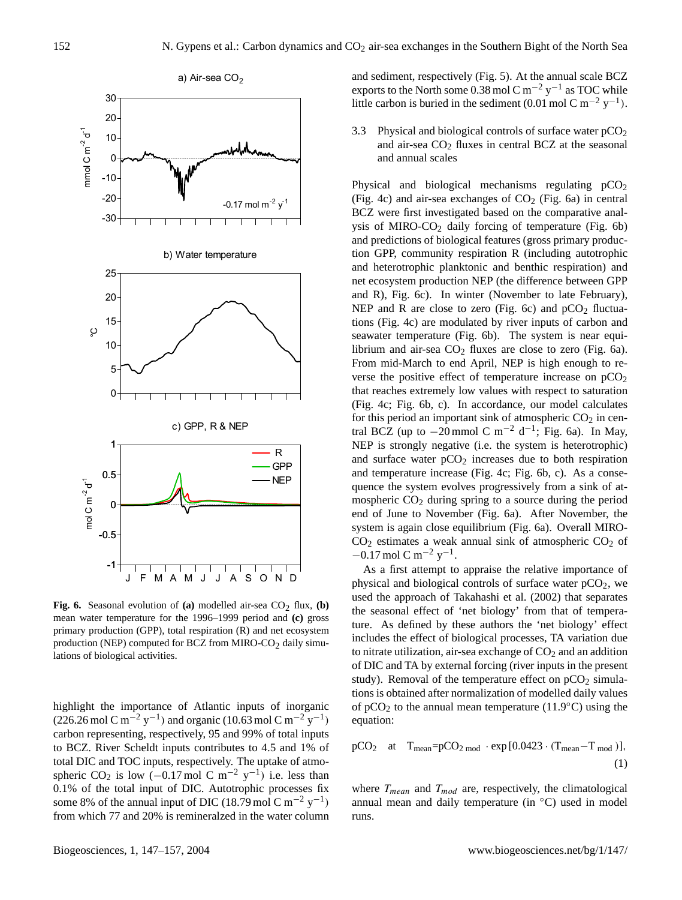Fig. 6. Seasonal evolution of **(a)** modelled air-sea $CO_2$ flux, **(b)** mean water temperature for the 1996–1999 period and **(c)** gross primary production (GPP), total respiration (R) and net ecosystem production (NEP) computed for BCZ from MIRO-$CO_2$ daily simulations of biological activities.

highlight the importance of Atlantic inputs of inorganic (226.26 mol C $m^{-2}$ $y^{-1}$) and organic (10.63 mol C $m^{-2}$ $y^{-1}$) carbon representing, respectively, 95 and 99% of total inputs to BCZ. River Scheldt inputs contributes to 4.5 and 1% of total DIC and TOC inputs, respectively. The uptake of atmospheric $CO_2$ is low ($-0.17$ mol C $m^{-2}$ $y^{-1}$) i.e. less than 0.1% of the total input of DIC. Autotrophic processes fix some 8% of the annual input of DIC (18.79 mol C $m^{-2}$ $y^{-1}$) from which 77 and 20% is remineralzed in the water column and sediment, respectively (Fig. 5). At the annual scale BCZ exports to the North some 0.38 mol C $m^{-2}$ $y^{-1}$ as TOC while little carbon is buried in the sediment (0.01 mol C $m^{-2}$ $y^{-1}$).

### 3.3 Physical and biological controls of surface water $pCO_2$ and air-sea $CO_2$ fluxes in central BCZ at the seasonal and annual scales

Physical and biological mechanisms regulating $pCO_2$ (Fig. 4c) and air-sea exchanges of $CO_2$ (Fig. 6a) in central BCZ were first investigated based on the comparative analysis of MIRO-$CO_2$ daily forcing of temperature (Fig. 6b) and predictions of biological features (gross primary production GPP, community respiration R (including autotrophic and heterotrophic planktonic and benthic respiration) and net ecosystem production NEP (the difference between GPP and R), Fig. 6c). In winter (November to late February), NEP and R are close to zero (Fig. 6c) and $pCO_2$ fluctuations (Fig. 4c) are modulated by river inputs of carbon and seawater temperature (Fig. 6b). The system is near equilibrium and air-sea $CO_2$ fluxes are close to zero (Fig. 6a). From mid-March to end April, NEP is high enough to reverse the positive effect of temperature increase on $pCO_2$ that reaches extremely low values with respect to saturation (Fig. 4c; Fig. 6b, c). In accordance, our model calculates for this period an important sink of atmospheric $CO_2$ in central BCZ (up to $-20$ mmol C $m^{-2}$ $d^{-1}$; Fig. 6a). In May, NEP is strongly negative (i.e. the system is heterotrophic) and surface water $pCO_2$ increases due to both respiration and temperature increase (Fig. 4c; Fig. 6b, c). As a consequence the system evolves progressively from a sink of atmospheric $CO_2$ during spring to a source during the period end of June to November (Fig. 6a). After November, the system is again close equilibrium (Fig. 6a). Overall MIRO-$CO_2$ estimates a weak annual sink of atmospheric $CO_2$ of $-0.17$ mol C $m^{-2}$ $y^{-1}$.

As a first attempt to appraise the relative importance of physical and biological controls of surface water $pCO_2$, we used the approach of Takahashi et al. (2002) that separates the seasonal effect of 'net biology' from that of temperature. As defined by these authors the 'net biology' effect includes the effect of biological processes, TA variation due to nitrate utilization, air-sea exchange of $CO_2$ and an addition of DIC and TA by external forcing (river inputs in the present study). Removal of the temperature effect on $pCO_2$ simulations is obtained after normalization of modelled daily values of $pCO_2$ to the annual mean temperature (11.9°C) using the equation:

$$pCO_2 \quad \text{at} \quad T_{mean} = pCO_{2\,mod} \cdot \exp\left[0.0423 \cdot (T_{mean} - T_{mod})\right], \tag{1}$$

where $T_{mean}$ and $T_{mod}$ are, respectively, the climatological annual mean and daily temperature (in °C) used in model runs.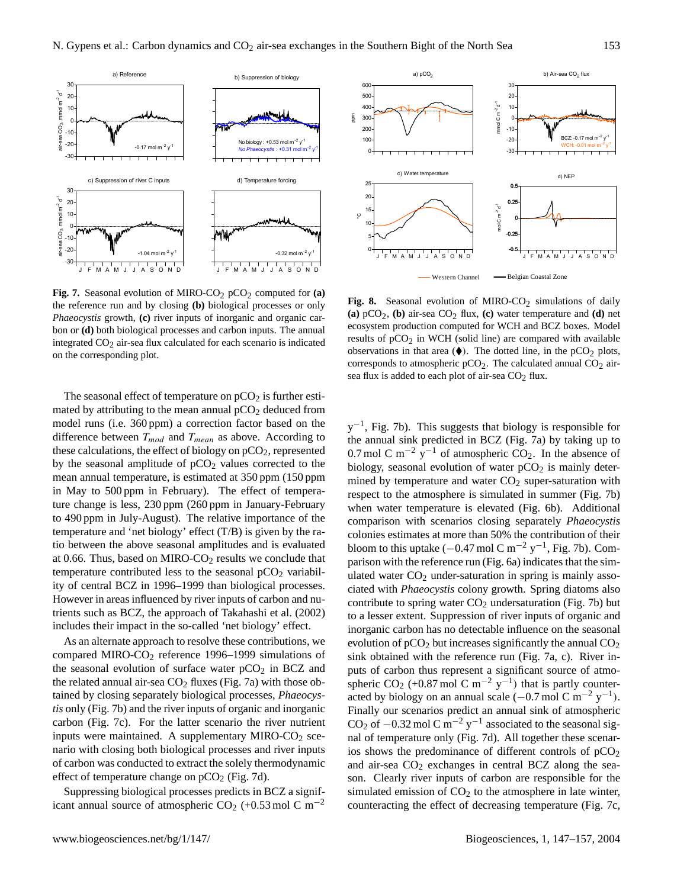**Fig. 7.** Seasonal evolution of MIRO-$CO_2$ $pCO_2$ computed for **(a)** the reference run and by closing **(b)** biological processes or only *Phaeocystis* growth, **(c)** river inputs of inorganic and organic carbon or **(d)** both biological processes and carbon inputs. The annual integrated $CO_2$ air-sea flux calculated for each scenario is indicated on the corresponding plot.

**Fig. 8.** Seasonal evolution of MIRO-$CO_2$ simulations of daily **(a)** $pCO_2$, **(b)** air-sea $CO_2$ flux, **(c)** water temperature and **(d)** net ecosystem production computed for WCH and BCZ boxes. Model results of $pCO_2$ in WCH (solid line) are compared with available observations in that area (⧫). The dotted line, in the $pCO_2$ plots, corresponds to atmospheric $pCO_2$. The calculated annual $CO_2$ air-sea flux is added to each plot of air-sea $CO_2$ flux.

The seasonal effect of temperature on $pCO_2$ is further estimated by attributing to the mean annual $pCO_2$ deduced from model runs (i.e. 360 ppm) a correction factor based on the difference between $T_{mod}$ and $T_{mean}$ as above. According to these calculations, the effect of biology on $pCO_2$, represented by the seasonal amplitude of $pCO_2$ values corrected to the mean annual temperature, is estimated at 350 ppm (150 ppm in May to 500 ppm in February). The effect of temperature change is less, 230 ppm (260 ppm in January-February to 490 ppm in July-August). The relative importance of the temperature and 'net biology' effect (T/B) is given by the ratio between the above seasonal amplitudes and is evaluated at 0.66. Thus, based on MIRO-$CO_2$ results we conclude that temperature contributed less to the seasonal $pCO_2$ variability of central BCZ in 1996–1999 than biological processes. However in areas influenced by river inputs of carbon and nutrients such as BCZ, the approach of Takahashi et al. (2002) includes their impact in the so-called 'net biology' effect.

As an alternate approach to resolve these contributions, we compared MIRO-$CO_2$ reference 1996–1999 simulations of the seasonal evolution of surface water $pCO_2$ in BCZ and the related annual air-sea $CO_2$ fluxes (Fig. 7a) with those obtained by closing separately biological processes, *Phaeocystis* only (Fig. 7b) and the river inputs of organic and inorganic carbon (Fig. 7c). For the latter scenario the river nutrient inputs were maintained. A supplementary MIRO-$CO_2$ scenario with closing both biological processes and river inputs of carbon was conducted to extract the solely thermodynamic effect of temperature change on $pCO_2$ (Fig. 7d).

Suppressing biological processes predicts in BCZ a significant annual source of atmospheric $CO_2$ (+0.53 mol C $m^{-2}$ $y^{-1}$, Fig. 7b). This suggests that biology is responsible for the annual sink predicted in BCZ (Fig. 7a) by taking up to 0.7 mol C $m^{-2}$ $y^{-1}$ of atmospheric $CO_2$. In the absence of biology, seasonal evolution of water $pCO_2$ is mainly determined by temperature and water $CO_2$ super-saturation with respect to the atmosphere is simulated in summer (Fig. 7b) when water temperature is elevated (Fig. 6b). Additional comparison with scenarios closing separately *Phaeocystis* colonies estimates at more than 50% the contribution of their bloom to this uptake (−0.47 mol C $m^{-2}$ $y^{-1}$, Fig. 7b). Comparison with the reference run (Fig. 6a) indicates that the simulated water $CO_2$ under-saturation in spring is mainly associated with *Phaeocystis* colony growth. Spring diatoms also contribute to spring water $CO_2$ undersaturation (Fig. 7b) but to a lesser extent. Suppression of river inputs of organic and inorganic carbon has no detectable influence on the seasonal evolution of $pCO_2$ but increases significantly the annual $CO_2$ sink obtained with the reference run (Fig. 7a, c). River inputs of carbon thus represent a significant source of atmospheric $CO_2$ (+0.87 mol C $m^{-2}$ $y^{-1}$) that is partly counteracted by biology on an annual scale (−0.7 mol C $m^{-2}$ $y^{-1}$). Finally our scenarios predict an annual sink of atmospheric $CO_2$ of −0.32 mol C $m^{-2}$ $y^{-1}$ associated to the seasonal signal of temperature only (Fig. 7d). All together these scenarios shows the predominance of different controls of $pCO_2$ and air-sea $CO_2$ exchanges in central BCZ along the season. Clearly river inputs of carbon are responsible for the simulated emission of $CO_2$ to the atmosphere in late winter, counteracting the effect of decreasing temperature (Fig. 7c,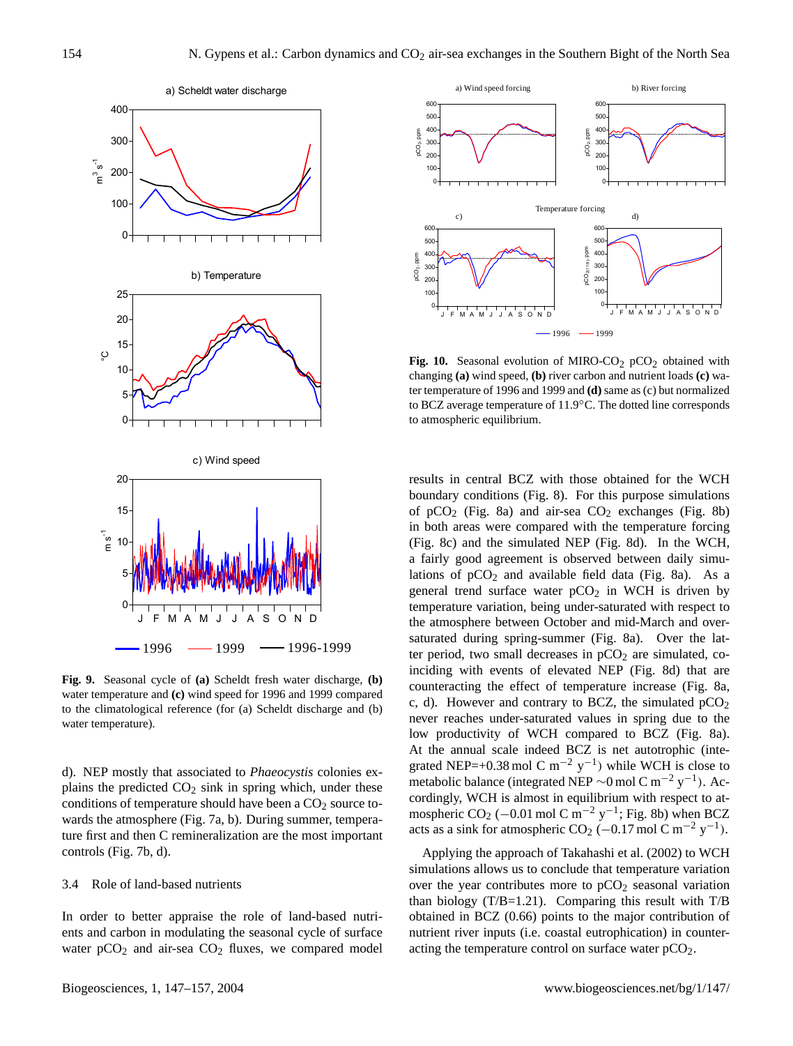**Fig. 9.** Seasonal cycle of **(a)** Scheldt fresh water discharge, **(b)** water temperature and **(c)** wind speed for 1996 and 1999 compared to the climatological reference (for (a) Scheldt discharge and (b) water temperature).

d). NEP mostly that associated to *Phaeocystis* colonies explains the predicted $CO_2$ sink in spring which, under these conditions of temperature should have been a $CO_2$ source towards the atmosphere (Fig. 7a, b). During summer, temperature first and then C remineralization are the most important controls (Fig. 7b, d).

### 3.4 Role of land-based nutrients

In order to better appraise the role of land-based nutrients and carbon in modulating the seasonal cycle of surface water $pCO_2$ and air-sea $CO_2$ fluxes, we compared model results in central BCZ with those obtained for the WCH boundary conditions (Fig. 8). For this purpose simulations of $pCO_2$ (Fig. 8a) and air-sea $CO_2$ exchanges (Fig. 8b) in both areas were compared with the temperature forcing (Fig. 8c) and the simulated NEP (Fig. 8d). In the WCH, a fairly good agreement is observed between daily simulations of $pCO_2$ and available field data (Fig. 8a). As a general trend surface water $pCO_2$ in WCH is driven by temperature variation, being under-saturated with respect to the atmosphere between October and mid-March and over-saturated during spring-summer (Fig. 8a). Over the latter period, two small decreases in $pCO_2$ are simulated, coinciding with events of elevated NEP (Fig. 8d) that are counteracting the effect of temperature increase (Fig. 8a, c, d). However and contrary to BCZ, the simulated $pCO_2$ never reaches under-saturated values in spring due to the low productivity of WCH compared to BCZ (Fig. 8a). At the annual scale indeed BCZ is net autotrophic (integrated NEP=+0.38 mol C $m^{-2}$ $y^{-1}$) while WCH is close to metabolic balance (integrated NEP ~0 mol C $m^{-2}$ $y^{-1}$). Accordingly, WCH is almost in equilibrium with respect to atmospheric $CO_2$ (−0.01 mol C $m^{-2}$ $y^{-1}$; Fig. 8b) when BCZ acts as a sink for atmospheric $CO_2$ (−0.17 mol C $m^{-2}$ $y^{-1}$).

Applying the approach of Takahashi et al. (2002) to WCH simulations allows us to conclude that temperature variation over the year contributes more to $pCO_2$ seasonal variation than biology (T/B=1.21). Comparing this result with T/B obtained in BCZ (0.66) points to the major contribution of nutrient river inputs (i.e. coastal eutrophication) in counteracting the temperature control on surface water $pCO_2$.

**Fig. 10.** Seasonal evolution of MIRO-$CO_2$ $pCO_2$ obtained with changing **(a)** wind speed, **(b)** river carbon and nutrient loads **(c)** water temperature of 1996 and 1999 and **(d)** same as (c) but normalized to BCZ average temperature of 11.9°C. The dotted line corresponds to atmospheric equilibrium.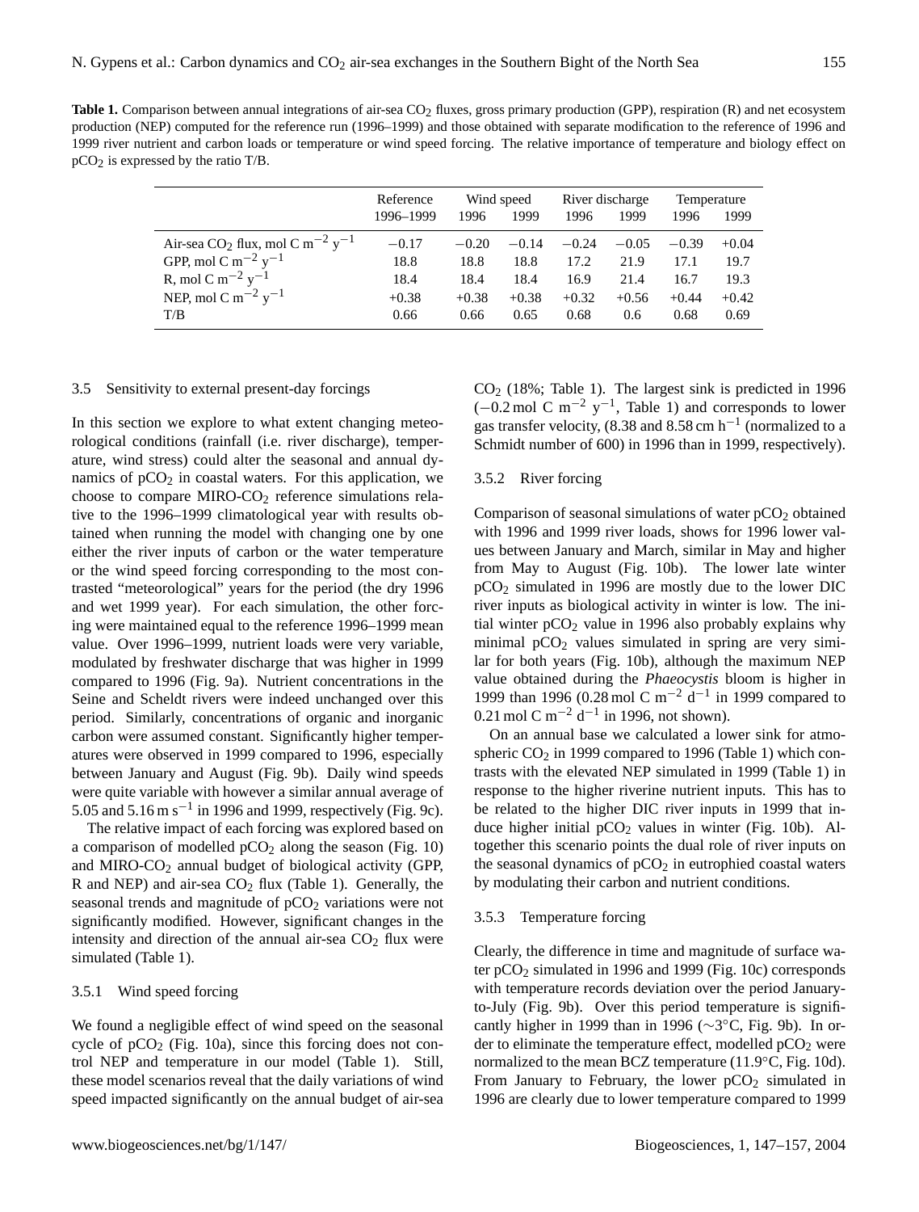**Table 1.** Comparison between annual integrations of air-sea $CO_2$ fluxes, gross primary production (GPP), respiration (R) and net ecosystem production (NEP) computed for the reference run (1996–1999) and those obtained with separate modification to the reference of 1996 and 1999 river nutrient and carbon loads or temperature or wind speed forcing. The relative importance of temperature and biology effect on $pCO_2$ is expressed by the ratio T/B.

| | Reference | Wind speed | | River discharge | | Temperature | |
|---|---|---|---|---|---|---|---|
| | 1996–1999 | 1996 | 1999 | 1996 | 1999 | 1996 | 1999 |
| Air-sea $CO_2$ flux, mol C $m^{-2}$ $y^{-1}$ | −0.17 | −0.20 | −0.14 | −0.24 | −0.05 | −0.39 | +0.04 |
| GPP, mol C $m^{-2}$ $y^{-1}$ | 18.8 | 18.8 | 18.8 | 17.2 | 21.9 | 17.1 | 19.7 |
| R, mol C $m^{-2}$ $y^{-1}$ | 18.4 | 18.4 | 18.4 | 16.9 | 21.4 | 16.7 | 19.3 |
| NEP, mol C $m^{-2}$ $y^{-1}$ | +0.38 | +0.38 | +0.38 | +0.32 | +0.56 | +0.44 | +0.42 |
| T/B | 0.66 | 0.66 | 0.65 | 0.68 | 0.6 | 0.68 | 0.69 |

### 3.5 Sensitivity to external present-day forcings

In this section we explore to what extent changing meteorological conditions (rainfall (i.e. river discharge), temperature, wind stress) could alter the seasonal and annual dynamics of $pCO_2$ in coastal waters. For this application, we choose to compare MIRO-$CO_2$ reference simulations relative to the 1996–1999 climatological year with results obtained when running the model with changing one by one either the river inputs of carbon or the water temperature or the wind speed forcing corresponding to the most contrasted "meteorological" years for the period (the dry 1996 and wet 1999 year). For each simulation, the other forcing were maintained equal to the reference 1996–1999 mean value. Over 1996–1999, nutrient loads were very variable, modulated by freshwater discharge that was higher in 1999 compared to 1996 (Fig. 9a). Nutrient concentrations in the Seine and Scheldt rivers were indeed unchanged over this period. Similarly, concentrations of organic and inorganic carbon were assumed constant. Significantly higher temperatures were observed in 1999 compared to 1996, especially between January and August (Fig. 9b). Daily wind speeds were quite variable with however a similar annual average of 5.05 and 5.16 m $s^{-1}$ in 1996 and 1999, respectively (Fig. 9c).

The relative impact of each forcing was explored based on a comparison of modelled $pCO_2$ along the season (Fig. 10) and MIRO-$CO_2$ annual budget of biological activity (GPP, R and NEP) and air-sea $CO_2$ flux (Table 1). Generally, the seasonal trends and magnitude of $pCO_2$ variations were not significantly modified. However, significant changes in the intensity and direction of the annual air-sea $CO_2$ flux were simulated (Table 1).

#### 3.5.1 Wind speed forcing

We found a negligible effect of wind speed on the seasonal cycle of $pCO_2$ (Fig. 10a), since this forcing does not control NEP and temperature in our model (Table 1). Still, these model scenarios reveal that the daily variations of wind speed impacted significantly on the annual budget of air-sea $CO_2$ (18%; Table 1). The largest sink is predicted in 1996 (−0.2 mol C $m^{-2}$ $y^{-1}$, Table 1) and corresponds to lower gas transfer velocity, (8.38 and 8.58 cm $h^{-1}$ (normalized to a Schmidt number of 600) in 1996 than in 1999, respectively).

#### 3.5.2 River forcing

Comparison of seasonal simulations of water $pCO_2$ obtained with 1996 and 1999 river loads, shows for 1996 lower values between January and March, similar in May and higher from May to August (Fig. 10b). The lower late winter $pCO_2$ simulated in 1996 are mostly due to the lower DIC river inputs as biological activity in winter is low. The initial winter $pCO_2$ value in 1996 also probably explains why minimal $pCO_2$ values simulated in spring are very similar for both years (Fig. 10b), although the maximum NEP value obtained during the *Phaeocystis* bloom is higher in 1999 than 1996 (0.28 mol C $m^{-2}$ $d^{-1}$ in 1999 compared to 0.21 mol C $m^{-2}$ $d^{-1}$ in 1996, not shown).

On an annual base we calculated a lower sink for atmospheric $CO_2$ in 1999 compared to 1996 (Table 1) which contrasts with the elevated NEP simulated in 1999 (Table 1) in response to the higher riverine nutrient inputs. This has to be related to the higher DIC river inputs in 1999 that induce higher initial $pCO_2$ values in winter (Fig. 10b). Altogether this scenario points the dual role of river inputs on the seasonal dynamics of $pCO_2$ in eutrophied coastal waters by modulating their carbon and nutrient conditions.

#### 3.5.3 Temperature forcing

Clearly, the difference in time and magnitude of surface water $pCO_2$ simulated in 1996 and 1999 (Fig. 10c) corresponds with temperature records deviation over the period January-to-July (Fig. 9b). Over this period temperature is significantly higher in 1999 than in 1996 (∼3°C, Fig. 9b). In order to eliminate the temperature effect, modelled $pCO_2$ were normalized to the mean BCZ temperature (11.9°C, Fig. 10d). From January to February, the lower $pCO_2$ simulated in 1996 are clearly due to lower temperature compared to 1999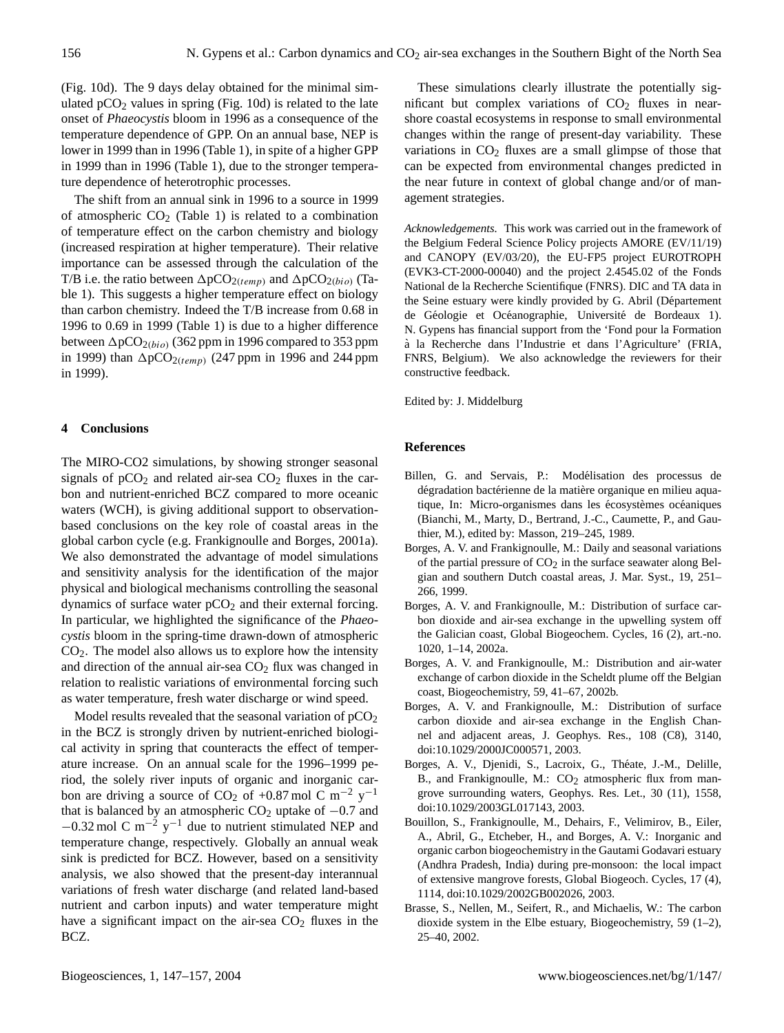(Fig. 10d). The 9 days delay obtained for the minimal simulated $pCO_2$ values in spring (Fig. 10d) is related to the late onset of *Phaeocystis* bloom in 1996 as a consequence of the temperature dependence of GPP. On an annual base, NEP is lower in 1999 than in 1996 (Table 1), in spite of a higher GPP in 1999 than in 1996 (Table 1), due to the stronger temperature dependence of heterotrophic processes.

The shift from an annual sink in 1996 to a source in 1999 of atmospheric $CO_2$ (Table 1) is related to a combination of temperature effect on the carbon chemistry and biology (increased respiration at higher temperature). Their relative importance can be assessed through the calculation of the T/B i.e. the ratio between $\Delta pCO_{2(temp)}$ and $\Delta pCO_{2(bio)}$ (Table 1). This suggests a higher temperature effect on biology than carbon chemistry. Indeed the T/B increase from 0.68 in 1996 to 0.69 in 1999 (Table 1) is due to a higher difference between $\Delta pCO_{2(bio)}$ (362 ppm in 1996 compared to 353 ppm in 1999) than $\Delta pCO_{2(temp)}$ (247 ppm in 1996 and 244 ppm in 1999).

## 4 Conclusions

The MIRO-CO2 simulations, by showing stronger seasonal signals of $pCO_2$ and related air-sea $CO_2$ fluxes in the carbon and nutrient-enriched BCZ compared to more oceanic waters (WCH), is giving additional support to observation-based conclusions on the key role of coastal areas in the global carbon cycle (e.g. Frankignoulle and Borges, 2001a). We also demonstrated the advantage of model simulations and sensitivity analysis for the identification of the major physical and biological mechanisms controlling the seasonal dynamics of surface water $pCO_2$ and their external forcing. In particular, we highlighted the significance of the *Phaeocystis* bloom in the spring-time drawn-down of atmospheric $CO_2$. The model also allows us to explore how the intensity and direction of the annual air-sea $CO_2$ flux was changed in relation to realistic variations of environmental forcing such as water temperature, fresh water discharge or wind speed.

Model results revealed that the seasonal variation of $pCO_2$ in the BCZ is strongly driven by nutrient-enriched biological activity in spring that counteracts the effect of temperature increase. On an annual scale for the 1996–1999 period, the solely river inputs of organic and inorganic carbon are driving a source of $CO_2$ of +0.87 mol C $m^{-2}$ $y^{-1}$ that is balanced by an atmospheric $CO_2$ uptake of −0.7 and −0.32 mol C $m^{-2}$ $y^{-1}$ due to nutrient stimulated NEP and temperature change, respectively. Globally an annual weak sink is predicted for BCZ. However, based on a sensitivity analysis, we also showed that the present-day interannual variations of fresh water discharge (and related land-based nutrient and carbon inputs) and water temperature might have a significant impact on the air-sea $CO_2$ fluxes in the BCZ.

These simulations clearly illustrate the potentially significant but complex variations of $CO_2$ fluxes in near-shore coastal ecosystems in response to small environmental changes within the range of present-day variability. These variations in $CO_2$ fluxes are a small glimpse of those that can be expected from environmental changes predicted in the near future in context of global change and/or of management strategies.

*Acknowledgements.* This work was carried out in the framework of the Belgium Federal Science Policy projects AMORE (EV/11/19) and CANOPY (EV/03/20), the EU-FP5 project EUROTROPH (EVK3-CT-2000-00040) and the project 2.4545.02 of the Fonds National de la Recherche Scientifique (FNRS). DIC and TA data in the Seine estuary were kindly provided by G. Abril (Département de Géologie et Océanographie, Université de Bordeaux 1). N. Gypens has financial support from the 'Fond pour la Formation à la Recherche dans l'Industrie et dans l'Agriculture' (FRIA, FNRS, Belgium). We also acknowledge the reviewers for their constructive feedback.

Edited by: J. Middelburg

## References

Billen, G. and Servais, P.: Modélisation des processus de dégradation bactérienne de la matière organique en milieu aquatique, In: Micro-organismes dans les écosystèmes océaniques (Bianchi, M., Marty, D., Bertrand, J.-C., Caumette, P., and Gauthier, M.), edited by: Masson, 219–245, 1989.

Borges, A. V. and Frankignoulle, M.: Daily and seasonal variations of the partial pressure of $CO_2$ in the surface seawater along Belgian and southern Dutch coastal areas, J. Mar. Syst., 19, 251–266, 1999.

Borges, A. V. and Frankignoulle, M.: Distribution of surface carbon dioxide and air-sea exchange in the upwelling system off the Galician coast, Global Biogeochem. Cycles, 16 (2), art.-no. 1020, 1–14, 2002a.

Borges, A. V. and Frankignoulle, M.: Distribution and air-water exchange of carbon dioxide in the Scheldt plume off the Belgian coast, Biogeochemistry, 59, 41–67, 2002b.

Borges, A. V. and Frankignoulle, M.: Distribution of surface carbon dioxide and air-sea exchange in the English Channel and adjacent areas, J. Geophys. Res., 108 (C8), 3140, doi:10.1029/2000JC000571, 2003.

Borges, A. V., Djenidi, S., Lacroix, G., Théate, J.-M., Delille, B., and Frankignoulle, M.: $CO_2$ atmospheric flux from mangrove surrounding waters, Geophys. Res. Let., 30 (11), 1558, doi:10.1029/2003GL017143, 2003.

Bouillon, S., Frankignoulle, M., Dehairs, F., Velimirov, B., Eiler, A., Abril, G., Etcheber, H., and Borges, A. V.: Inorganic and organic carbon biogeochemistry in the Gautami Godavari estuary (Andhra Pradesh, India) during pre-monsoon: the local impact of extensive mangrove forests, Global Biogeoch. Cycles, 17 (4), 1114, doi:10.1029/2002GB002026, 2003.

Brasse, S., Nellen, M., Seifert, R., and Michaelis, W.: The carbon dioxide system in the Elbe estuary, Biogeochemistry, 59 (1–2), 25–40, 2002.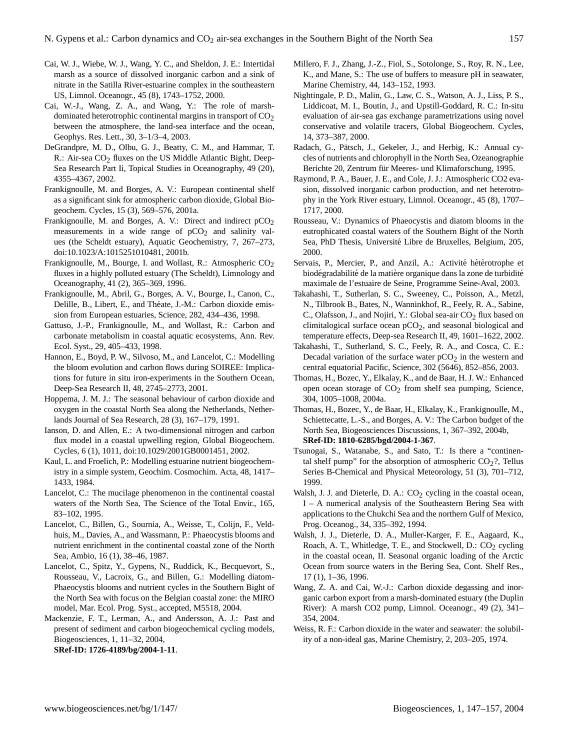Cai, W. J., Wiebe, W. J., Wang, Y. C., and Sheldon, J. E.: Intertidal marsh as a source of dissolved inorganic carbon and a sink of nitrate in the Satilla River-estuarine complex in the southeastern US, Limnol. Oceanogr., 45 (8), 1743–1752, 2000.

Cai, W.-J., Wang, Z. A., and Wang, Y.: The role of marsh-dominated heterotrophic continental margins in transport of $CO_2$ between the atmosphere, the land-sea interface and the ocean, Geophys. Res. Lett., 30, 3–1/3–4, 2003.

DeGrandpre, M. D., Olbu, G. J., Beatty, C. M., and Hammar, T. R.: Air-sea $CO_2$ fluxes on the US Middle Atlantic Bight, Deep-Sea Research Part Ii, Topical Studies in Oceanography, 49 (20), 4355–4367, 2002.

Frankignoulle, M. and Borges, A. V.: European continental shelf as a significant sink for atmospheric carbon dioxide, Global Biogeochem. Cycles, 15 (3), 569–576, 2001a.

Frankignoulle, M. and Borges, A. V.: Direct and indirect $pCO_2$ measurements in a wide range of $pCO_2$ and salinity values (the Scheldt estuary), Aquatic Geochemistry, 7, 267–273, doi:10.1023/A:1015251010481, 2001b.

Frankignoulle, M., Bourge, I. and Wollast, R.: Atmospheric $CO_2$ fluxes in a highly polluted estuary (The Scheldt), Limnology and Oceanography, 41 (2), 365–369, 1996.

Frankignoulle, M., Abril, G., Borges, A. V., Bourge, I., Canon, C., Delille, B., Libert, E., and Théate, J.-M.: Carbon dioxide emission from European estuaries, Science, 282, 434–436, 1998.

Gattuso, J.-P., Frankignoulle, M., and Wollast, R.: Carbon and carbonate metabolism in coastal aquatic ecosystems, Ann. Rev. Ecol. Syst., 29, 405–433, 1998.

Hannon, E., Boyd, P. W., Silvoso, M., and Lancelot, C.: Modelling the bloom evolution and carbon flows during SOIREE: Implications for future in situ iron-experiments in the Southern Ocean, Deep-Sea Research II, 48, 2745–2773, 2001.

Hoppema, J. M. J.: The seasonal behaviour of carbon dioxide and oxygen in the coastal North Sea along the Netherlands, Netherlands Journal of Sea Research, 28 (3), 167–179, 1991.

Ianson, D. and Allen, E.: A two-dimensional nitrogen and carbon flux model in a coastal upwelling region, Global Biogeochem. Cycles, 6 (1), 1011, doi:10.1029/2001GB0001451, 2002.

Kaul, L. and Froelich, P.: Modelling estuarine nutrient biogeochemistry in a simple system, Geochim. Cosmochim. Acta, 48, 1417–1433, 1984.

Lancelot, C.: The mucilage phenomenon in the continental coastal waters of the North Sea, The Science of the Total Envir., 165, 83–102, 1995.

Lancelot, C., Billen, G., Sournia, A., Weisse, T., Colijn, F., Veldhuis, M., Davies, A., and Wassmann, P.: Phaeocystis blooms and nutrient enrichment in the continental coastal zone of the North Sea, Ambio, 16 (1), 38–46, 1987.

Lancelot, C., Spitz, Y., Gypens, N., Ruddick, K., Becquevort, S., Rousseau, V., Lacroix, G., and Billen, G.: Modelling diatom-Phaeocystis blooms and nutrient cycles in the Southern Bight of the North Sea with focus on the Belgian coastal zone: the MIRO model, Mar. Ecol. Prog. Syst., accepted, M5518, 2004.

Mackenzie, F. T., Lerman, A., and Andersson, A. J.: Past and present of sediment and carbon biogeochemical cycling models, Biogeosciences, 1, 11–32, 2004, **SRef-ID: 1726-4189/bg/2004-1-11**.

Millero, F. J., Zhang, J.-Z., Fiol, S., Sotolonge, S., Roy, R. N., Lee, K., and Mane, S.: The use of buffers to measure pH in seawater, Marine Chemistry, 44, 143–152, 1993.

Nightingale, P. D., Malin, G., Law, C. S., Watson, A. J., Liss, P. S., Liddicoat, M. I., Boutin, J., and Upstill-Goddard, R. C.: In-situ evaluation of air-sea gas exchange parametrizations using novel conservative and volatile tracers, Global Biogeochem. Cycles, 14, 373–387, 2000.

Radach, G., Pätsch, J., Gekeler, J., and Herbig, K.: Annual cycles of nutrients and chlorophyll in the North Sea, Ozeanographie Berichte 20, Zentrum für Meeres- und Klimaforschung, 1995.

Raymond, P. A., Bauer, J. E., and Cole, J. J.: Atmospheric CO2 evasion, dissolved inorganic carbon production, and net heterotrophy in the York River estuary, Limnol. Oceanogr., 45 (8), 1707–1717, 2000.

Rousseau, V.: Dynamics of Phaeocystis and diatom blooms in the eutrophicated coastal waters of the Southern Bight of the North Sea, PhD Thesis, Université Libre de Bruxelles, Belgium, 205, 2000.

Servais, P., Mercier, P., and Anzil, A.: Activité hétérotrophe et biodégradabilité de la matière organique dans la zone de turbidité maximale de l'estuaire de Seine, Programme Seine-Aval, 2003.

Takahashi, T., Sutherlan, S. C., Sweeney, C., Poisson, A., Metzl, N., Tilbrook B., Bates, N., Wanninkhof, R., Feely, R. A., Sabine, C., Olafsson, J., and Nojiri, Y.: Global sea-air $CO_2$ flux based on climatological surface ocean $pCO_2$, and seasonal biological and temperature effects, Deep-sea Research II, 49, 1601–1622, 2002.

Takahashi, T., Sutherland, S. C., Feely, R. A., and Cosca, C. E.: Decadal variation of the surface water $pCO_2$ in the western and central equatorial Pacific, Science, 302 (5646), 852–856, 2003.

Thomas, H., Bozec, Y., Elkalay, K., and de Baar, H. J. W.: Enhanced open ocean storage of $CO_2$ from shelf sea pumping, Science, 304, 1005–1008, 2004a.

Thomas, H., Bozec, Y., de Baar, H., Elkalay, K., Frankignoulle, M., Schiettecatte, L.-S., and Borges, A. V.: The Carbon budget of the North Sea, Biogeosciences Discussions, 1, 367–392, 2004b, **SRef-ID: 1810-6285/bgd/2004-1-367**.

Tsunogai, S., Watanabe, S., and Sato, T.: Is there a "continental shelf pump" for the absorption of atmospheric $CO_2$?, Tellus Series B-Chemical and Physical Meteorology, 51 (3), 701–712, 1999.

Walsh, J. J. and Dieterle, D. A.: $CO_2$ cycling in the coastal ocean, I – A numerical analysis of the Southeastern Bering Sea with applications to the Chukchi Sea and the northern Gulf of Mexico, Prog. Oceanog., 34, 335–392, 1994.

Walsh, J. J., Dieterle, D. A., Muller-Karger, F. E., Aagaard, K., Roach, A. T., Whitledge, T. E., and Stockwell, D.: $CO_2$ cycling in the coastal ocean, II. Seasonal organic loading of the Arctic Ocean from source waters in the Bering Sea, Cont. Shelf Res., 17 (1), 1–36, 1996.

Wang, Z. A. and Cai, W.-J.: Carbon dioxide degassing and inorganic carbon export from a marsh-dominated estuary (the Duplin River): A marsh CO2 pump, Limnol. Oceanogr., 49 (2), 341–354, 2004.

Weiss, R. F.: Carbon dioxide in the water and seawater: the solubility of a non-ideal gas, Marine Chemistry, 2, 203–205, 1974.